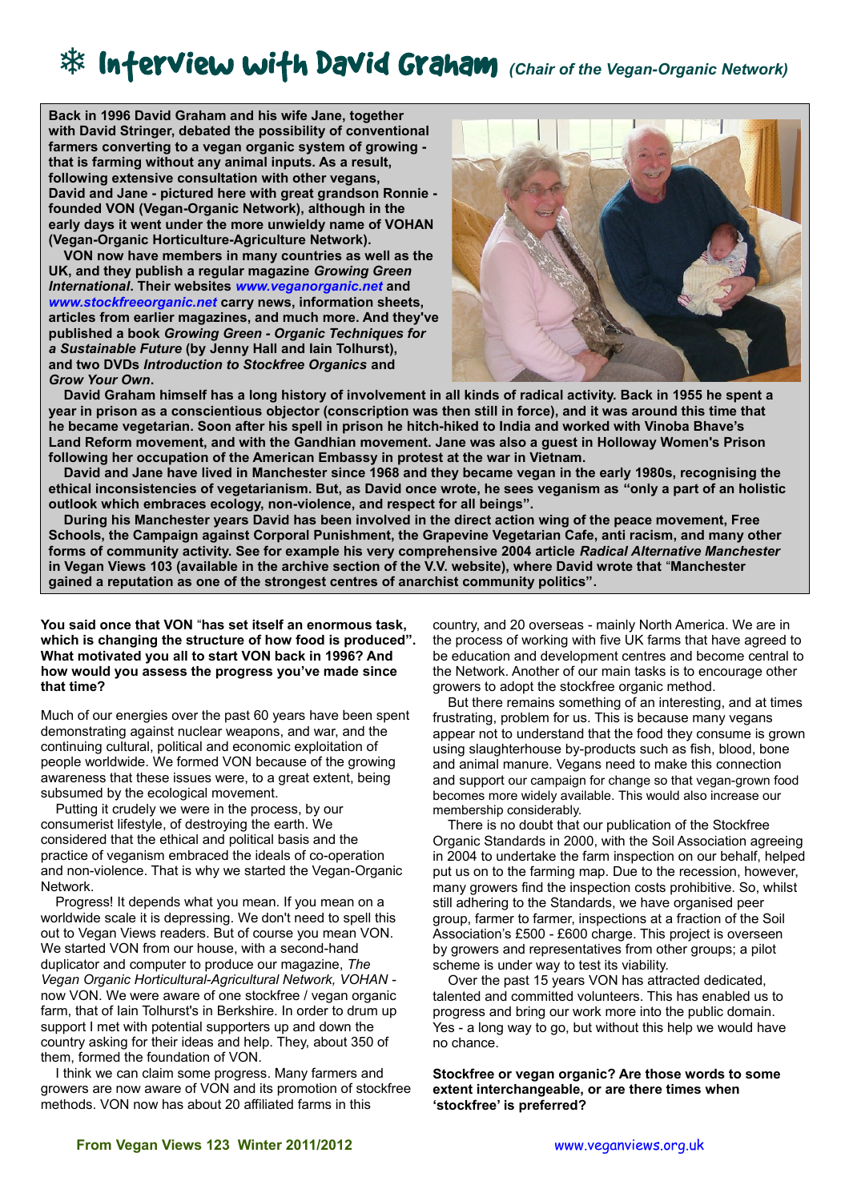# ❄ Interview with David Graham *(Chair of the Vegan-Organic Network)*

**Back in 1996 David Graham and his wife Jane, together with David Stringer, debated the possibility of conventional farmers converting to a vegan organic system of growing - that is farming without any animal inputs. As a result, following extensive consultation with other vegans, David and Jane - pictured here with great grandson Ronnie - founded VON (Vegan-Organic Network), although in the early days it went under the more unwieldy name of VOHAN (Vegan-Organic Horticulture-Agriculture Network).**

**VON now have members in many countries as well as the UK, and they publish a regular magazine *Growing Green International*. Their websites *www.veganorganic.net* and *www.stockfreeorganic.net* carry news, information sheets, articles from earlier magazines, and much more. And they've published a book *Growing Green - Organic Techniques for a Sustainable Future* (by Jenny Hall and Iain Tolhurst), and two DVDs *Introduction to Stockfree Organics* and *Grow Your Own*.**

**David Graham himself has a long history of involvement in all kinds of radical activity. Back in 1955 he spent a year in prison as a conscientious objector (conscription was then still in force), and it was around this time that he became vegetarian. Soon after his spell in prison he hitch-hiked to India and worked with Vinoba Bhave's Land Reform movement, and with the Gandhian movement. Jane was also a guest in Holloway Women's Prison following her occupation of the American Embassy in protest at the war in Vietnam.**

**David and Jane have lived in Manchester since 1968 and they became vegan in the early 1980s, recognising the ethical inconsistencies of vegetarianism. But, as David once wrote, he sees veganism as "only a part of an holistic outlook which embraces ecology, non-violence, and respect for all beings".**

**During his Manchester years David has been involved in the direct action wing of the peace movement, Free Schools, the Campaign against Corporal Punishment, the Grapevine Vegetarian Cafe, anti racism, and many other forms of community activity. See for example his very comprehensive 2004 article *Radical Alternative Manchester* in Vegan Views 103 (available in the archive section of the V.V. website), where David wrote that "Manchester gained a reputation as one of the strongest centres of anarchist community politics".**

**You said once that VON "has set itself an enormous task, which is changing the structure of how food is produced". What motivated you all to start VON back in 1996? And how would you assess the progress you've made since that time?**

Much of our energies over the past 60 years have been spent demonstrating against nuclear weapons, and war, and the continuing cultural, political and economic exploitation of people worldwide. We formed VON because of the growing awareness that these issues were, to a great extent, being subsumed by the ecological movement.

Putting it crudely we were in the process, by our consumerist lifestyle, of destroying the earth. We considered that the ethical and political basis and the practice of veganism embraced the ideals of co-operation and non-violence. That is why we started the Vegan-Organic Network.

Progress! It depends what you mean. If you mean on a worldwide scale it is depressing. We don't need to spell this out to Vegan Views readers. But of course you mean VON. We started VON from our house, with a second-hand duplicator and computer to produce our magazine, *The Vegan Organic Horticultural-Agricultural Network, VOHAN* - now VON. We were aware of one stockfree / vegan organic farm, that of Iain Tolhurst's in Berkshire. In order to drum up support I met with potential supporters up and down the country asking for their ideas and help. They, about 350 of them, formed the foundation of VON.

I think we can claim some progress. Many farmers and growers are now aware of VON and its promotion of stockfree methods. VON now has about 20 affiliated farms in this country, and 20 overseas - mainly North America. We are in the process of working with five UK farms that have agreed to be education and development centres and become central to the Network. Another of our main tasks is to encourage other growers to adopt the stockfree organic method.

But there remains something of an interesting, and at times frustrating, problem for us. This is because many vegans appear not to understand that the food they consume is grown using slaughterhouse by-products such as fish, blood, bone and animal manure. Vegans need to make this connection and support our campaign for change so that vegan-grown food becomes more widely available. This would also increase our membership considerably.

There is no doubt that our publication of the Stockfree Organic Standards in 2000, with the Soil Association agreeing in 2004 to undertake the farm inspection on our behalf, helped put us on to the farming map. Due to the recession, however, many growers find the inspection costs prohibitive. So, whilst still adhering to the Standards, we have organised peer group, farmer to farmer, inspections at a fraction of the Soil Association's £500 - £600 charge. This project is overseen by growers and representatives from other groups; a pilot scheme is under way to test its viability.

Over the past 15 years VON has attracted dedicated, talented and committed volunteers. This has enabled us to progress and bring our work more into the public domain. Yes - a long way to go, but without this help we would have no chance.

**Stockfree or vegan organic? Are those words to some extent interchangeable, or are there times when 'stockfree' is preferred?**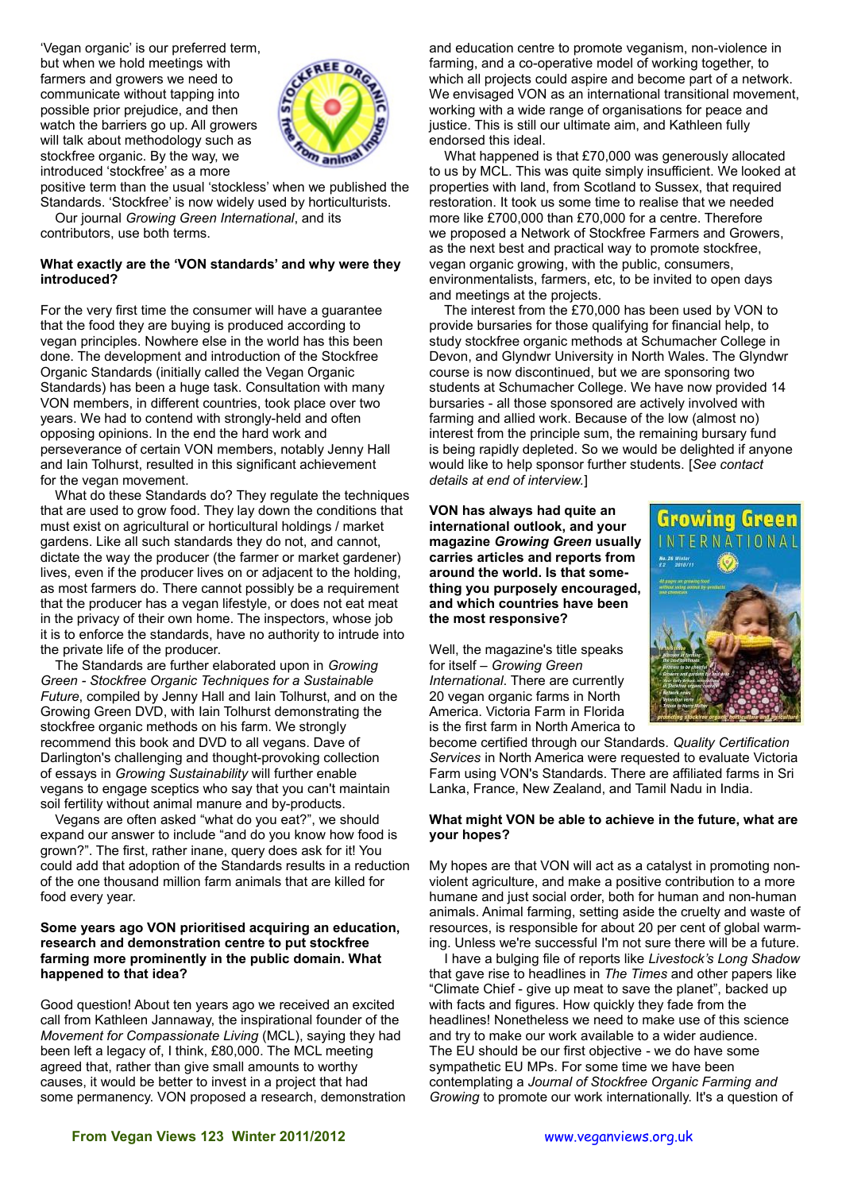'Vegan organic' is our preferred term, but when we hold meetings with farmers and growers we need to communicate without tapping into possible prior prejudice, and then watch the barriers go up. All growers will talk about methodology such as stockfree organic. By the way, we introduced 'stockfree' as a more positive term than the usual 'stockless' when we published the Standards. 'Stockfree' is now widely used by horticulturists.

Our journal *Growing Green International*, and its contributors, use both terms.

**What exactly are the 'VON standards' and why were they introduced?**

For the very first time the consumer will have a guarantee that the food they are buying is produced according to vegan principles. Nowhere else in the world has this been done. The development and introduction of the Stockfree Organic Standards (initially called the Vegan Organic Standards) has been a huge task. Consultation with many VON members, in different countries, took place over two years. We had to contend with strongly-held and often opposing opinions. In the end the hard work and perseverance of certain VON members, notably Jenny Hall and Iain Tolhurst, resulted in this significant achievement for the vegan movement.

What do these Standards do? They regulate the techniques that are used to grow food. They lay down the conditions that must exist on agricultural or horticultural holdings / market gardens. Like all such standards they do not, and cannot, dictate the way the producer (the farmer or market gardener) lives, even if the producer lives on or adjacent to the holding, as most farmers do. There cannot possibly be a requirement that the producer has a vegan lifestyle, or does not eat meat in the privacy of their own home. The inspectors, whose job it is to enforce the standards, have no authority to intrude into the private life of the producer.

The Standards are further elaborated upon in *Growing Green - Stockfree Organic Techniques for a Sustainable Future*, compiled by Jenny Hall and Iain Tolhurst, and on the Growing Green DVD, with Iain Tolhurst demonstrating the stockfree organic methods on his farm. We strongly recommend this book and DVD to all vegans. Dave of Darlington's challenging and thought-provoking collection of essays in *Growing Sustainability* will further enable vegans to engage sceptics who say that you can't maintain soil fertility without animal manure and by-products.

Vegans are often asked "what do you eat?", we should expand our answer to include "and do you know how food is grown?". The first, rather inane, query does ask for it! You could add that adoption of the Standards results in a reduction of the one thousand million farm animals that are killed for food every year.

**Some years ago VON prioritised acquiring an education, research and demonstration centre to put stockfree farming more prominently in the public domain. What happened to that idea?**

Good question! About ten years ago we received an excited call from Kathleen Jannaway, the inspirational founder of the *Movement for Compassionate Living* (MCL), saying they had been left a legacy of, I think, £80,000. The MCL meeting agreed that, rather than give small amounts to worthy causes, it would be better to invest in a project that had some permanency. VON proposed a research, demonstration and education centre to promote veganism, non-violence in farming, and a co-operative model of working together, to which all projects could aspire and become part of a network. We envisaged VON as an international transitional movement, working with a wide range of organisations for peace and justice. This is still our ultimate aim, and Kathleen fully endorsed this ideal.

What happened is that £70,000 was generously allocated to us by MCL. This was quite simply insufficient. We looked at properties with land, from Scotland to Sussex, that required restoration. It took us some time to realise that we needed more like £700,000 than £70,000 for a centre. Therefore we proposed a Network of Stockfree Farmers and Growers, as the next best and practical way to promote stockfree, vegan organic growing, with the public, consumers, environmentalists, farmers, etc, to be invited to open days and meetings at the projects.

The interest from the £70,000 has been used by VON to provide bursaries for those qualifying for financial help, to study stockfree organic methods at Schumacher College in Devon, and Glyndwr University in North Wales. The Glyndwr course is now discontinued, but we are sponsoring two students at Schumacher College. We have now provided 14 bursaries - all those sponsored are actively involved with farming and allied work. Because of the low (almost no) interest from the principle sum, the remaining bursary fund is being rapidly depleted. So we would be delighted if anyone would like to help sponsor further students. [*See contact details at end of interview.*]

**VON has always had quite an international outlook, and your magazine *Growing Green* usually carries articles and reports from around the world. Is that something you purposely encouraged, and which countries have been the most responsive?**

Well, the magazine's title speaks for itself – *Growing Green International*. There are currently 20 vegan organic farms in North America. Victoria Farm in Florida is the first farm in North America to become certified through our Standards. *Quality Certification Services* in North America were requested to evaluate Victoria Farm using VON's Standards. There are affiliated farms in Sri Lanka, France, New Zealand, and Tamil Nadu in India.

**What might VON be able to achieve in the future, what are your hopes?**

My hopes are that VON will act as a catalyst in promoting non-violent agriculture, and make a positive contribution to a more humane and just social order, both for human and non-human animals. Animal farming, setting aside the cruelty and waste of resources, is responsible for about 20 per cent of global warming. Unless we're successful I'm not sure there will be a future.

I have a bulging file of reports like *Livestock's Long Shadow* that gave rise to headlines in *The Times* and other papers like "Climate Chief - give up meat to save the planet", backed up with facts and figures. How quickly they fade from the headlines! Nonetheless we need to make use of this science and try to make our work available to a wider audience. The EU should be our first objective - we do have some sympathetic EU MPs. For some time we have been contemplating a *Journal of Stockfree Organic Farming and Growing* to promote our work internationally. It's a question of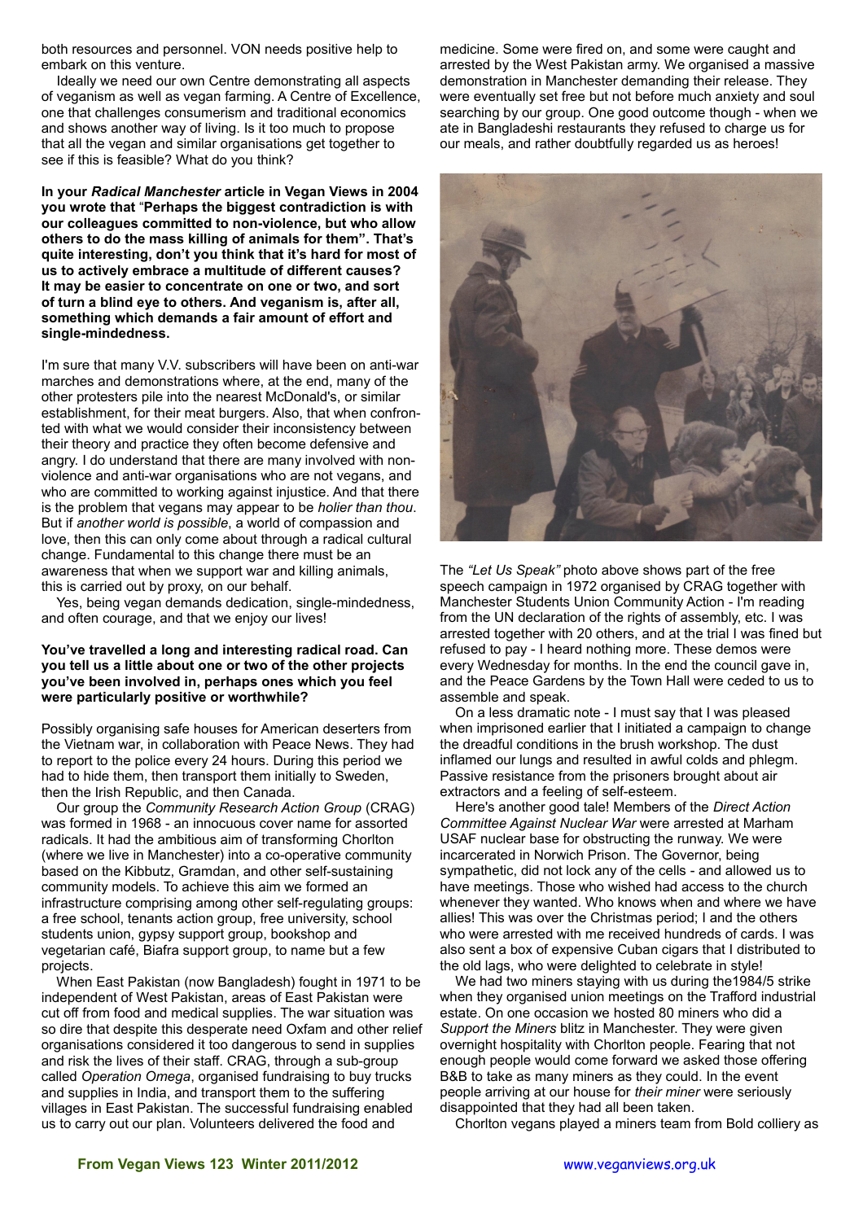both resources and personnel. VON needs positive help to embark on this venture.

Ideally we need our own Centre demonstrating all aspects of veganism as well as vegan farming. A Centre of Excellence, one that challenges consumerism and traditional economics and shows another way of living. Is it too much to propose that all the vegan and similar organisations get together to see if this is feasible? What do you think?

**In your *Radical Manchester* article in Vegan Views in 2004 you wrote that "Perhaps the biggest contradiction is with our colleagues committed to non-violence, but who allow others to do the mass killing of animals for them". That's quite interesting, don't you think that it's hard for most of us to actively embrace a multitude of different causes? It may be easier to concentrate on one or two, and sort of turn a blind eye to others. And veganism is, after all, something which demands a fair amount of effort and single-mindedness.**

I'm sure that many V.V. subscribers will have been on anti-war marches and demonstrations where, at the end, many of the other protesters pile into the nearest McDonald's, or similar establishment, for their meat burgers. Also, that when confronted with what we would consider their inconsistency between their theory and practice they often become defensive and angry. I do understand that there are many involved with non-violence and anti-war organisations who are not vegans, and who are committed to working against injustice. And that there is the problem that vegans may appear to be *holier than thou*. But if *another world is possible*, a world of compassion and love, then this can only come about through a radical cultural change. Fundamental to this change there must be an awareness that when we support war and killing animals, this is carried out by proxy, on our behalf.

Yes, being vegan demands dedication, single-mindedness, and often courage, and that we enjoy our lives!

**You've travelled a long and interesting radical road. Can you tell us a little about one or two of the other projects you've been involved in, perhaps ones which you feel were particularly positive or worthwhile?**

Possibly organising safe houses for American deserters from the Vietnam war, in collaboration with Peace News. They had to report to the police every 24 hours. During this period we had to hide them, then transport them initially to Sweden, then the Irish Republic, and then Canada.

Our group the *Community Research Action Group* (CRAG) was formed in 1968 - an innocuous cover name for assorted radicals. It had the ambitious aim of transforming Chorlton (where we live in Manchester) into a co-operative community based on the Kibbutz, Gramdan, and other self-sustaining community models. To achieve this aim we formed an infrastructure comprising among other self-regulating groups: a free school, tenants action group, free university, school students union, gypsy support group, bookshop and vegetarian café, Biafra support group, to name but a few projects.

When East Pakistan (now Bangladesh) fought in 1971 to be independent of West Pakistan, areas of East Pakistan were cut off from food and medical supplies. The war situation was so dire that despite this desperate need Oxfam and other relief organisations considered it too dangerous to send in supplies and risk the lives of their staff. CRAG, through a sub-group called *Operation Omega*, organised fundraising to buy trucks and supplies in India, and transport them to the suffering villages in East Pakistan. The successful fundraising enabled us to carry out our plan. Volunteers delivered the food and medicine. Some were fired on, and some were caught and arrested by the West Pakistan army. We organised a massive demonstration in Manchester demanding their release. They were eventually set free but not before much anxiety and soul searching by our group. One good outcome though - when we ate in Bangladeshi restaurants they refused to charge us for our meals, and rather doubtfully regarded us as heroes!

The *"Let Us Speak"* photo above shows part of the free speech campaign in 1972 organised by CRAG together with Manchester Students Union Community Action - I'm reading from the UN declaration of the rights of assembly, etc. I was arrested together with 20 others, and at the trial I was fined but refused to pay - I heard nothing more. These demos were every Wednesday for months. In the end the council gave in, and the Peace Gardens by the Town Hall were ceded to us to assemble and speak.

On a less dramatic note - I must say that I was pleased when imprisoned earlier that I initiated a campaign to change the dreadful conditions in the brush workshop. The dust inflamed our lungs and resulted in awful colds and phlegm. Passive resistance from the prisoners brought about air extractors and a feeling of self-esteem.

Here's another good tale! Members of the *Direct Action Committee Against Nuclear War* were arrested at Marham USAF nuclear base for obstructing the runway. We were incarcerated in Norwich Prison. The Governor, being sympathetic, did not lock any of the cells - and allowed us to have meetings. Those who wished had access to the church whenever they wanted. Who knows when and where we have allies! This was over the Christmas period; I and the others who were arrested with me received hundreds of cards. I was also sent a box of expensive Cuban cigars that I distributed to the old lags, who were delighted to celebrate in style!

We had two miners staying with us during the1984/5 strike when they organised union meetings on the Trafford industrial estate. On one occasion we hosted 80 miners who did a *Support the Miners* blitz in Manchester. They were given overnight hospitality with Chorlton people. Fearing that not enough people would come forward we asked those offering B&B to take as many miners as they could. In the event people arriving at our house for *their miner* were seriously disappointed that they had all been taken.

Chorlton vegans played a miners team from Bold colliery as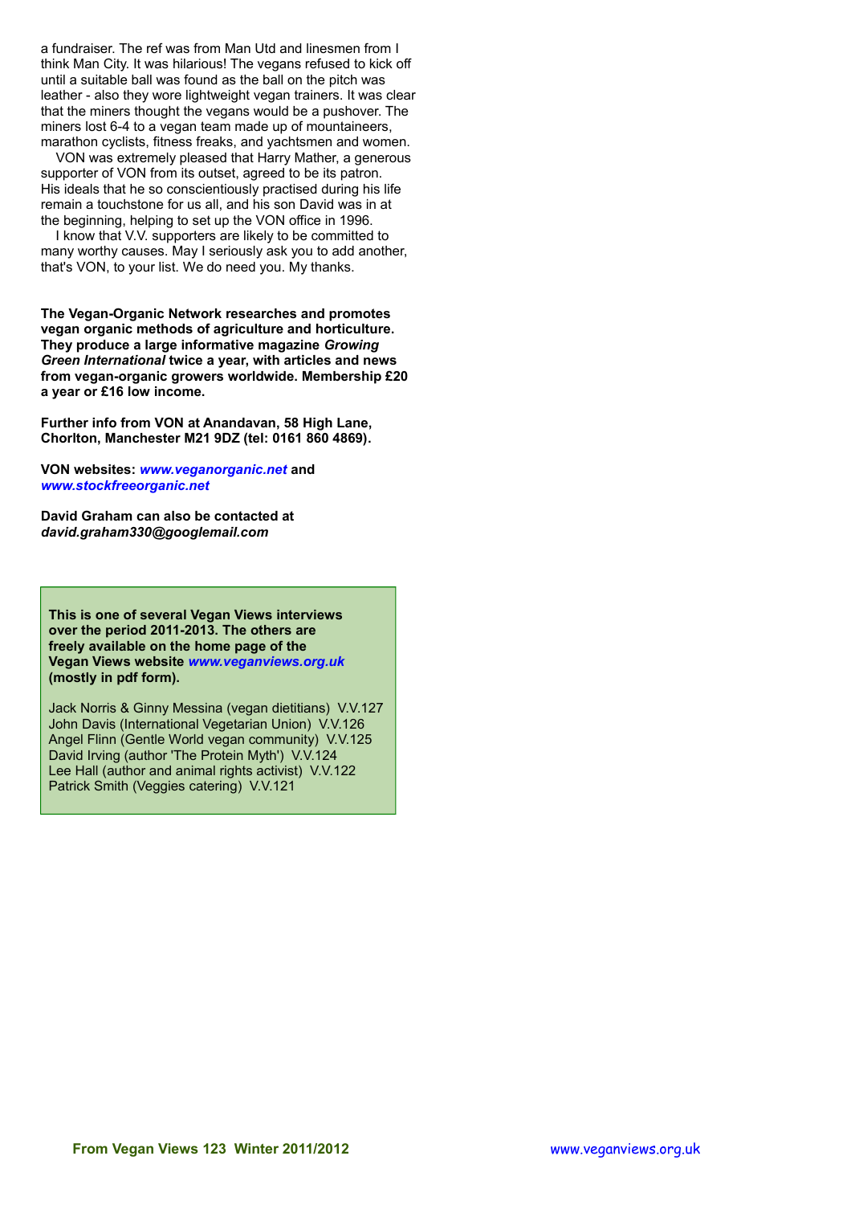a fundraiser. The ref was from Man Utd and linesmen from I think Man City. It was hilarious! The vegans refused to kick off until a suitable ball was found as the ball on the pitch was leather - also they wore lightweight vegan trainers. It was clear that the miners thought the vegans would be a pushover. The miners lost 6-4 to a vegan team made up of mountaineers, marathon cyclists, fitness freaks, and yachtsmen and women.

VON was extremely pleased that Harry Mather, a generous supporter of VON from its outset, agreed to be its patron. His ideals that he so conscientiously practised during his life remain a touchstone for us all, and his son David was in at the beginning, helping to set up the VON office in 1996.

I know that V.V. supporters are likely to be committed to many worthy causes. May I seriously ask you to add another, that's VON, to your list. We do need you. My thanks.

**The Vegan-Organic Network researches and promotes vegan organic methods of agriculture and horticulture. They produce a large informative magazine *Growing Green International* twice a year, with articles and news from vegan-organic growers worldwide. Membership £20 a year or £16 low income.**

**Further info from VON at Anandavan, 58 High Lane, Chorlton, Manchester M21 9DZ (tel: 0161 860 4869).**

**VON websites: *www.veganorganic.net* and *www.stockfreeorganic.net***

**David Graham can also be contacted at *david.graham330@googlemail.com***

**This is one of several Vegan Views interviews over the period 2011-2013. The others are freely available on the home page of the Vegan Views website *www.veganviews.org.uk* (mostly in pdf form).**

Jack Norris & Ginny Messina (vegan dietitians) V.V.127
John Davis (International Vegetarian Union) V.V.126
Angel Flinn (Gentle World vegan community) V.V.125
David Irving (author 'The Protein Myth') V.V.124
Lee Hall (author and animal rights activist) V.V.122
Patrick Smith (Veggies catering) V.V.121

**From Vegan Views 123 Winter 2011/2012**